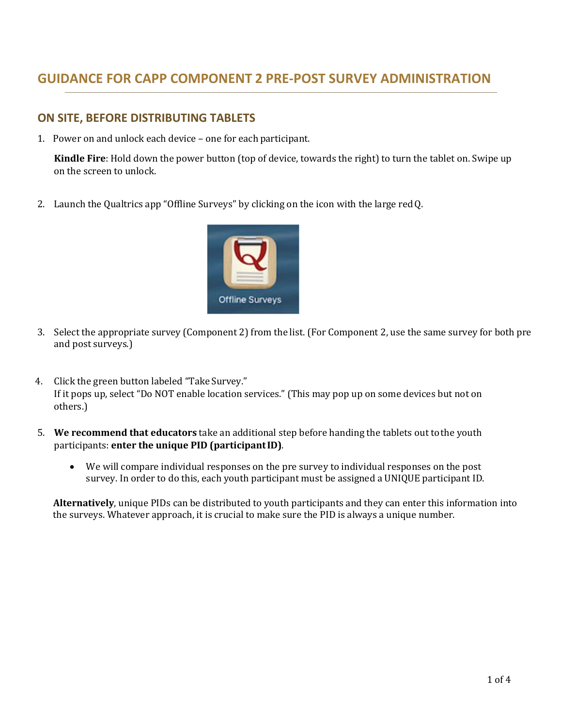# GUIDANCE FOR CAPP COMPONENT 2 PRE-POST SURVEY ADMINISTRATION

## ON SITE, BEFORE DISTRIBUTING TABLETS

1. Power on and unlock each device – one for each participant.

   **Kindle Fire**: Hold down the power button (top of device, towards the right) to turn the tablet on. Swipe up on the screen to unlock.

2. Launch the Qualtrics app "Offline Surveys" by clicking on the icon with the large red Q.

3. Select the appropriate survey (Component 2) from the list. (For Component 2, use the same survey for both pre and post surveys.)

4. Click the green button labeled "Take Survey."
   If it pops up, select "Do NOT enable location services." (This may pop up on some devices but not on others.)

5. **We recommend that educators** take an additional step before handing the tablets out to the youth participants: **enter the unique PID (participant ID)**.

   - We will compare individual responses on the pre survey to individual responses on the post survey. In order to do this, each youth participant must be assigned a UNIQUE participant ID.

   **Alternatively**, unique PIDs can be distributed to youth participants and they can enter this information into the surveys. Whatever approach, it is crucial to make sure the PID is always a unique number.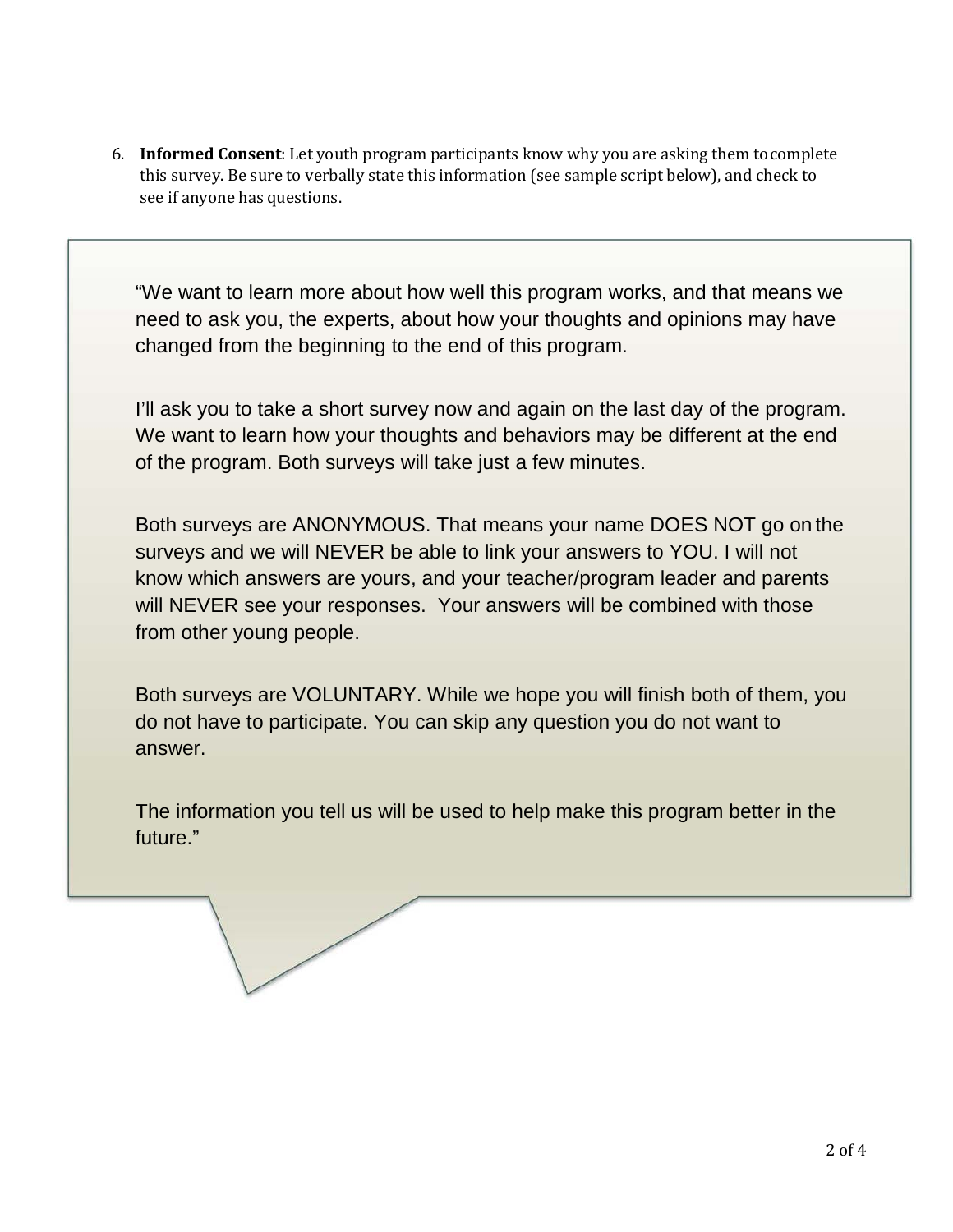6. **Informed Consent**: Let youth program participants know why you are asking them to complete this survey. Be sure to verbally state this information (see sample script below), and check to see if anyone has questions.

> "We want to learn more about how well this program works, and that means we need to ask you, the experts, about how your thoughts and opinions may have changed from the beginning to the end of this program.
>
> I'll ask you to take a short survey now and again on the last day of the program. We want to learn how your thoughts and behaviors may be different at the end of the program. Both surveys will take just a few minutes.
>
> Both surveys are ANONYMOUS. That means your name DOES NOT go on the surveys and we will NEVER be able to link your answers to YOU. I will not know which answers are yours, and your teacher/program leader and parents will NEVER see your responses. Your answers will be combined with those from other young people.
>
> Both surveys are VOLUNTARY. While we hope you will finish both of them, you do not have to participate. You can skip any question you do not want to answer.
>
> The information you tell us will be used to help make this program better in the future."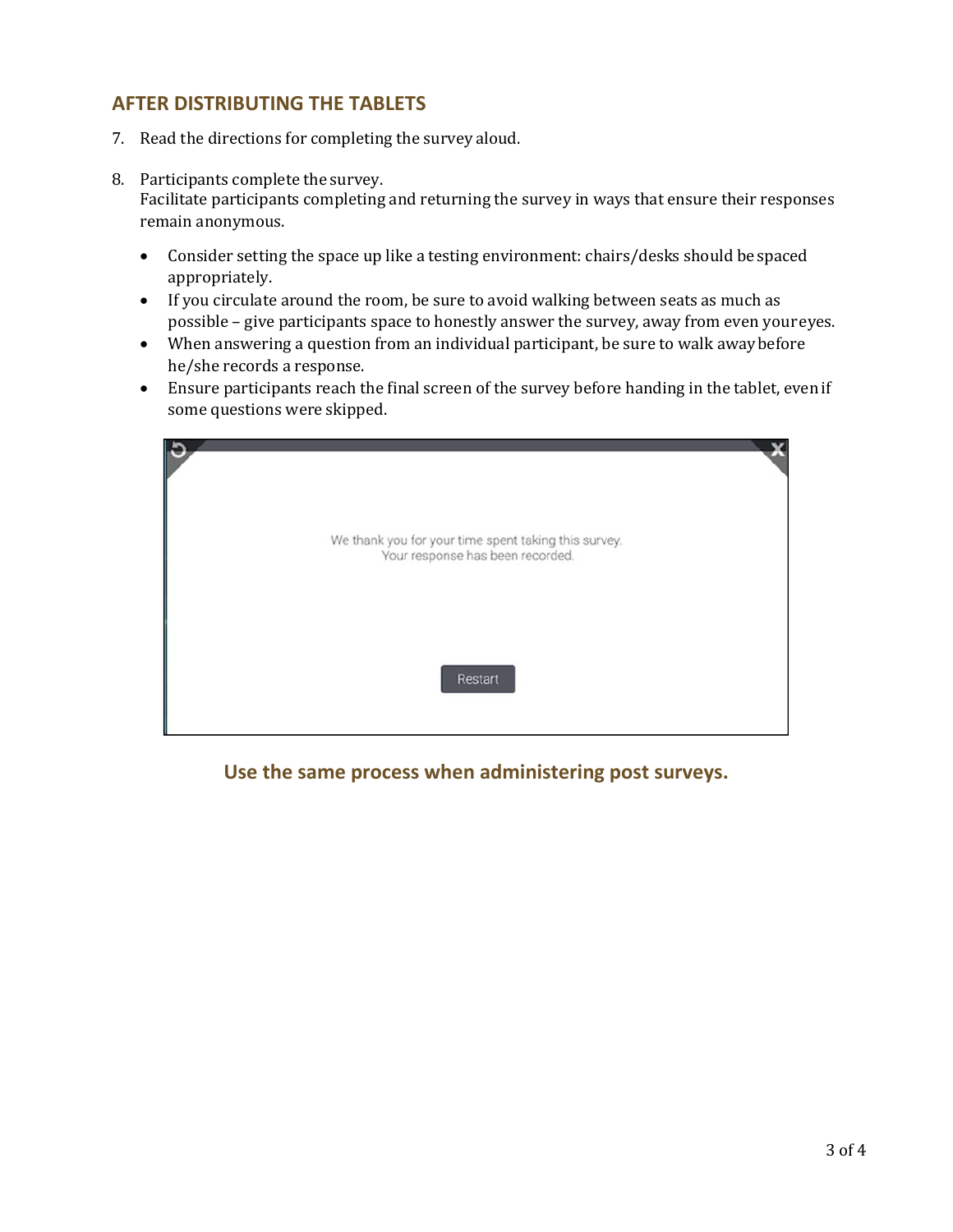## AFTER DISTRIBUTING THE TABLETS

7. Read the directions for completing the survey aloud.

8. Participants complete the survey.
   Facilitate participants completing and returning the survey in ways that ensure their responses remain anonymous.

   - Consider setting the space up like a testing environment: chairs/desks should be spaced appropriately.
   - If you circulate around the room, be sure to avoid walking between seats as much as possible – give participants space to honestly answer the survey, away from even your eyes.
   - When answering a question from an individual participant, be sure to walk away before he/she records a response.
   - Ensure participants reach the final screen of the survey before handing in the tablet, even if some questions were skipped.

We thank you for your time spent taking this survey.
Your response has been recorded.

Restart

**Use the same process when administering post surveys.**